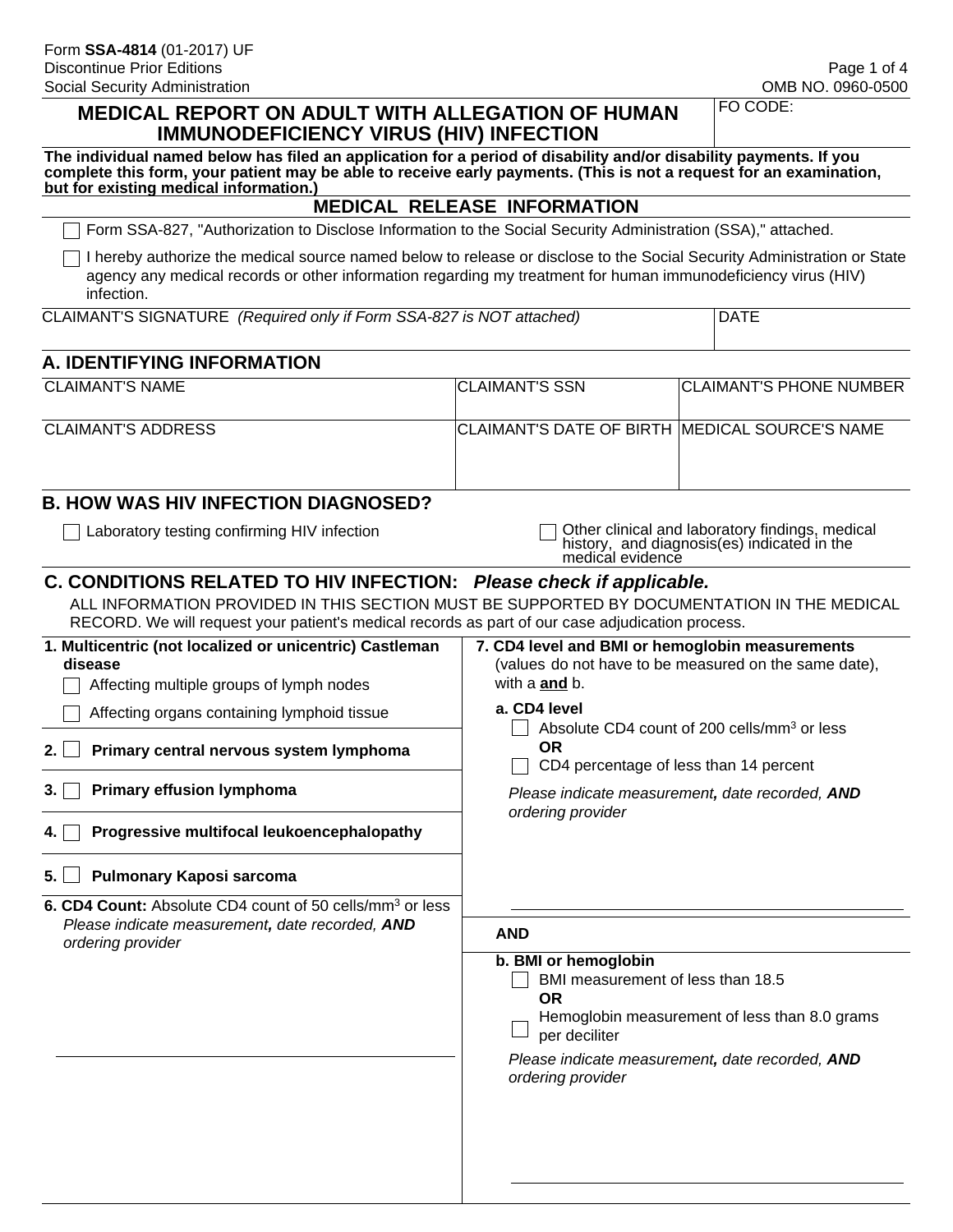Form **SSA-4814** (01-2017) UF
Discontinue Prior Editions
Social Security Administration

OMB NO. 0960-0500

# MEDICAL REPORT ON ADULT WITH ALLEGATION OF HUMAN IMMUNODEFICIENCY VIRUS (HIV) INFECTION

FO CODE:

**The individual named below has filed an application for a period of disability and/or disability payments. If you complete this form, your patient may be able to receive early payments. (This is not a request for an examination, but for existing medical information.)**

## MEDICAL RELEASE INFORMATION

☐ Form SSA-827, "Authorization to Disclose Information to the Social Security Administration (SSA)," attached.

☐ I hereby authorize the medical source named below to release or disclose to the Social Security Administration or State agency any medical records or other information regarding my treatment for human immunodeficiency virus (HIV) infection.

| CLAIMANT'S SIGNATURE *(Required only if Form SSA-827 is NOT attached)* | DATE |
|---|---|
| | |

## A. IDENTIFYING INFORMATION

| CLAIMANT'S NAME | CLAIMANT'S SSN | CLAIMANT'S PHONE NUMBER |
|---|---|---|
| | | |
| **CLAIMANT'S ADDRESS** | **CLAIMANT'S DATE OF BIRTH** | **MEDICAL SOURCE'S NAME** |
| | | |

## B. HOW WAS HIV INFECTION DIAGNOSED?

☐ Laboratory testing confirming HIV infection

☐ Other clinical and laboratory findings, medical history, and diagnosis(es) indicated in the medical evidence

## C. CONDITIONS RELATED TO HIV INFECTION: *Please check if applicable.*

ALL INFORMATION PROVIDED IN THIS SECTION MUST BE SUPPORTED BY DOCUMENTATION IN THE MEDICAL RECORD. We will request your patient's medical records as part of our case adjudication process.

**1. Multicentric (not localized or unicentric) Castleman disease**

☐ Affecting multiple groups of lymph nodes

☐ Affecting organs containing lymphoid tissue

**2.** ☐ **Primary central nervous system lymphoma**

**3.** ☐ **Primary effusion lymphoma**

**4.** ☐ **Progressive multifocal leukoencephalopathy**

**5.** ☐ **Pulmonary Kaposi sarcoma**

**6. CD4 Count:** Absolute CD4 count of 50 cells/mm$^3$ or less

*Please indicate measurement, date recorded, AND ordering provider*

\_\_\_\_\_\_\_\_\_\_\_\_\_\_\_\_\_\_\_\_\_\_\_\_\_\_\_\_\_\_\_\_\_\_\_\_\_\_\_\_

**7. CD4 level and BMI or hemoglobin measurements** (values do not have to be measured on the same date), with a **and** b.

**a. CD4 level**

☐ Absolute CD4 count of 200 cells/mm$^3$ or less

**OR**

☐ CD4 percentage of less than 14 percent

*Please indicate measurement, date recorded, AND ordering provider*

\_\_\_\_\_\_\_\_\_\_\_\_\_\_\_\_\_\_\_\_\_\_\_\_\_\_\_\_\_\_\_\_\_\_\_\_\_\_\_\_

**AND**

**b. BMI or hemoglobin**

☐ BMI measurement of less than 18.5

**OR**

☐ Hemoglobin measurement of less than 8.0 grams per deciliter

*Please indicate measurement, date recorded, AND ordering provider*

\_\_\_\_\_\_\_\_\_\_\_\_\_\_\_\_\_\_\_\_\_\_\_\_\_\_\_\_\_\_\_\_\_\_\_\_\_\_\_\_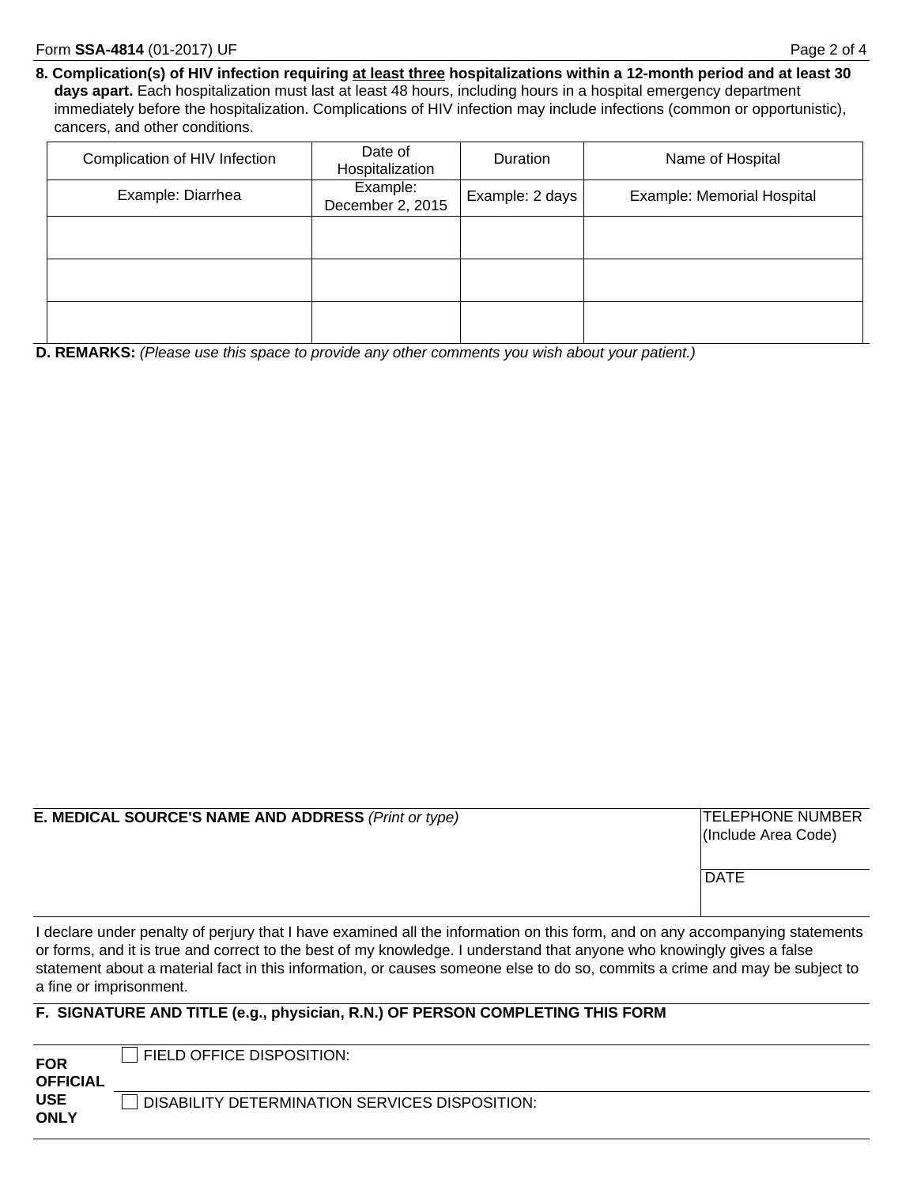**8. Complication(s) of HIV infection requiring <u>at least three</u> hospitalizations within a 12-month period and at least 30 days apart.** Each hospitalization must last at least 48 hours, including hours in a hospital emergency department immediately before the hospitalization. Complications of HIV infection may include infections (common or opportunistic), cancers, and other conditions.

| Complication of HIV Infection | Date of Hospitalization | Duration | Name of Hospital |
|---|---|---|---|
| Example: Diarrhea | Example: December 2, 2015 | Example: 2 days | Example: Memorial Hospital |
| | | | |
| | | | |
| | | | |

**D. REMARKS:** *(Please use this space to provide any other comments you wish about your patient.)*

| **E. MEDICAL SOURCE'S NAME AND ADDRESS** *(Print or type)* | TELEPHONE NUMBER (Include Area Code) |
|---|---|
| | DATE |

I declare under penalty of perjury that I have examined all the information on this form, and on any accompanying statements or forms, and it is true and correct to the best of my knowledge. I understand that anyone who knowingly gives a false statement about a material fact in this information, or causes someone else to do so, commits a crime and may be subject to a fine or imprisonment.

**F. SIGNATURE AND TITLE (e.g., physician, R.N.) OF PERSON COMPLETING THIS FORM**

| **FOR OFFICIAL USE ONLY** | ☐ FIELD OFFICE DISPOSITION: |
|---|---|
| | ☐ DISABILITY DETERMINATION SERVICES DISPOSITION: |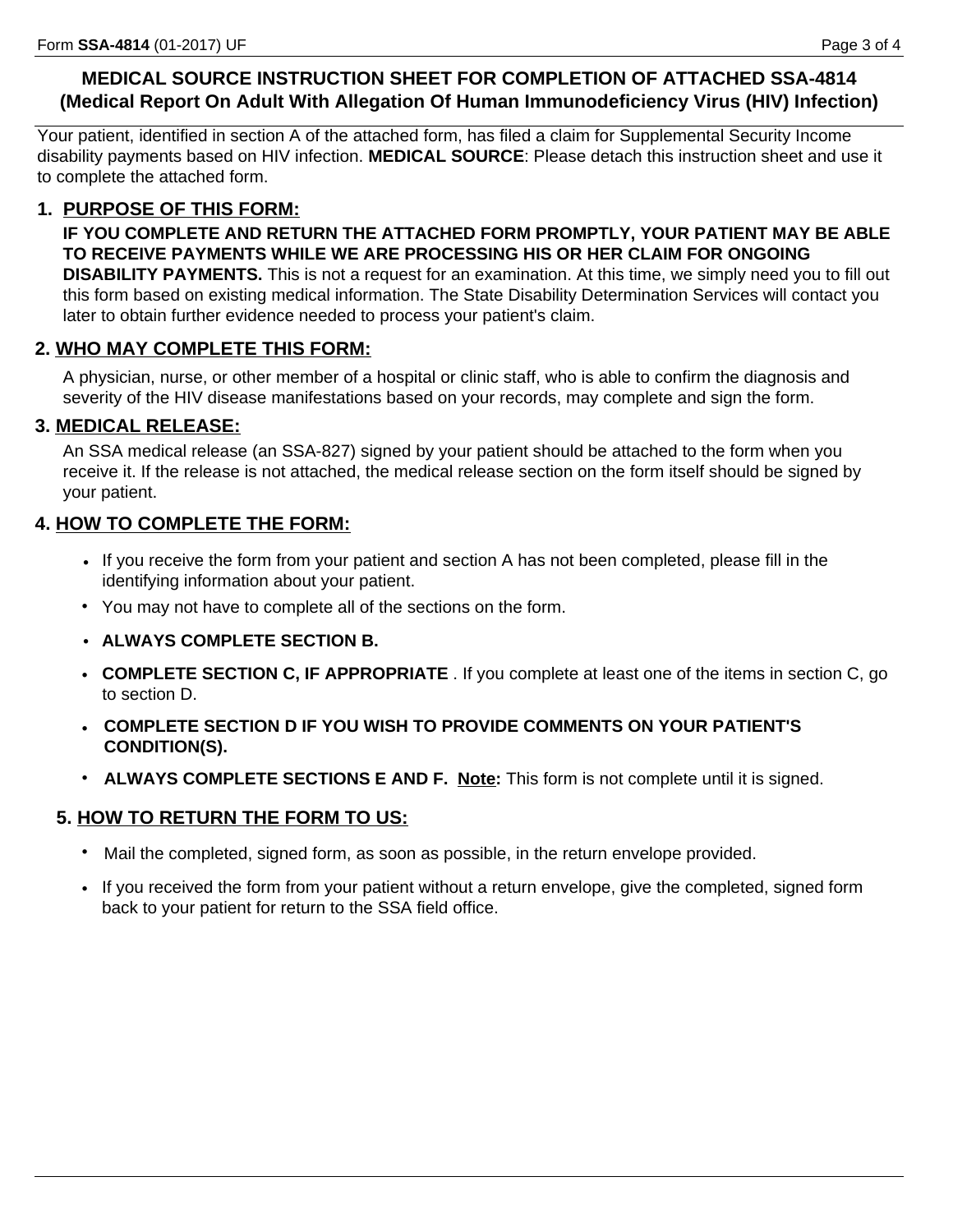# MEDICAL SOURCE INSTRUCTION SHEET FOR COMPLETION OF ATTACHED SSA-4814
## (Medical Report On Adult With Allegation Of Human Immunodeficiency Virus (HIV) Infection)

Your patient, identified in section A of the attached form, has filed a claim for Supplemental Security Income disability payments based on HIV infection. **MEDICAL SOURCE**: Please detach this instruction sheet and use it to complete the attached form.

### 1. PURPOSE OF THIS FORM:

**IF YOU COMPLETE AND RETURN THE ATTACHED FORM PROMPTLY, YOUR PATIENT MAY BE ABLE TO RECEIVE PAYMENTS WHILE WE ARE PROCESSING HIS OR HER CLAIM FOR ONGOING DISABILITY PAYMENTS.** This is not a request for an examination. At this time, we simply need you to fill out this form based on existing medical information. The State Disability Determination Services will contact you later to obtain further evidence needed to process your patient's claim.

### 2. WHO MAY COMPLETE THIS FORM:

A physician, nurse, or other member of a hospital or clinic staff, who is able to confirm the diagnosis and severity of the HIV disease manifestations based on your records, may complete and sign the form.

### 3. MEDICAL RELEASE:

An SSA medical release (an SSA-827) signed by your patient should be attached to the form when you receive it. If the release is not attached, the medical release section on the form itself should be signed by your patient.

### 4. HOW TO COMPLETE THE FORM:

- If you receive the form from your patient and section A has not been completed, please fill in the identifying information about your patient.
- You may not have to complete all of the sections on the form.
- **ALWAYS COMPLETE SECTION B.**
- **COMPLETE SECTION C, IF APPROPRIATE** . If you complete at least one of the items in section C, go to section D.
- **COMPLETE SECTION D IF YOU WISH TO PROVIDE COMMENTS ON YOUR PATIENT'S CONDITION(S).**
- **ALWAYS COMPLETE SECTIONS E AND F.** **Note:** This form is not complete until it is signed.

### 5. HOW TO RETURN THE FORM TO US:

- Mail the completed, signed form, as soon as possible, in the return envelope provided.
- If you received the form from your patient without a return envelope, give the completed, signed form back to your patient for return to the SSA field office.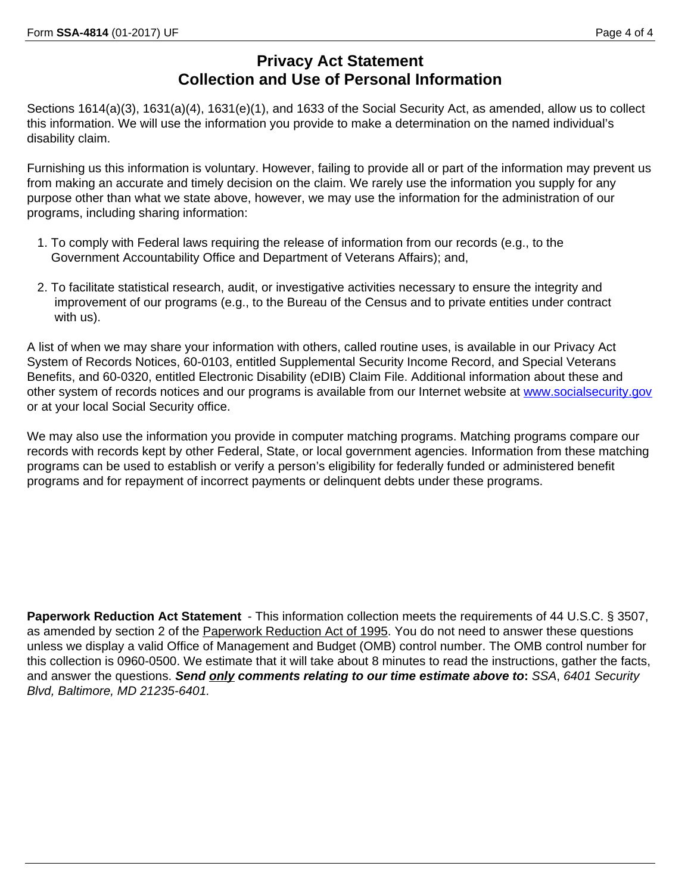# Privacy Act Statement
# Collection and Use of Personal Information

Sections 1614(a)(3), 1631(a)(4), 1631(e)(1), and 1633 of the Social Security Act, as amended, allow us to collect this information. We will use the information you provide to make a determination on the named individual's disability claim.

Furnishing us this information is voluntary. However, failing to provide all or part of the information may prevent us from making an accurate and timely decision on the claim. We rarely use the information you supply for any purpose other than what we state above, however, we may use the information for the administration of our programs, including sharing information:

1. To comply with Federal laws requiring the release of information from our records (e.g., to the Government Accountability Office and Department of Veterans Affairs); and,
2. To facilitate statistical research, audit, or investigative activities necessary to ensure the integrity and improvement of our programs (e.g., to the Bureau of the Census and to private entities under contract with us).

A list of when we may share your information with others, called routine uses, is available in our Privacy Act System of Records Notices, 60-0103, entitled Supplemental Security Income Record, and Special Veterans Benefits, and 60-0320, entitled Electronic Disability (eDIB) Claim File. Additional information about these and other system of records notices and our programs is available from our Internet website at www.socialsecurity.gov or at your local Social Security office.

We may also use the information you provide in computer matching programs. Matching programs compare our records with records kept by other Federal, State, or local government agencies. Information from these matching programs can be used to establish or verify a person's eligibility for federally funded or administered benefit programs and for repayment of incorrect payments or delinquent debts under these programs.

**Paperwork Reduction Act Statement** - This information collection meets the requirements of 44 U.S.C. § 3507, as amended by section 2 of the Paperwork Reduction Act of 1995. You do not need to answer these questions unless we display a valid Office of Management and Budget (OMB) control number. The OMB control number for this collection is 0960-0500. We estimate that it will take about 8 minutes to read the instructions, gather the facts, and answer the questions. ***Send only comments relating to our time estimate above to*:** *SSA, 6401 Security Blvd, Baltimore, MD 21235-6401.*